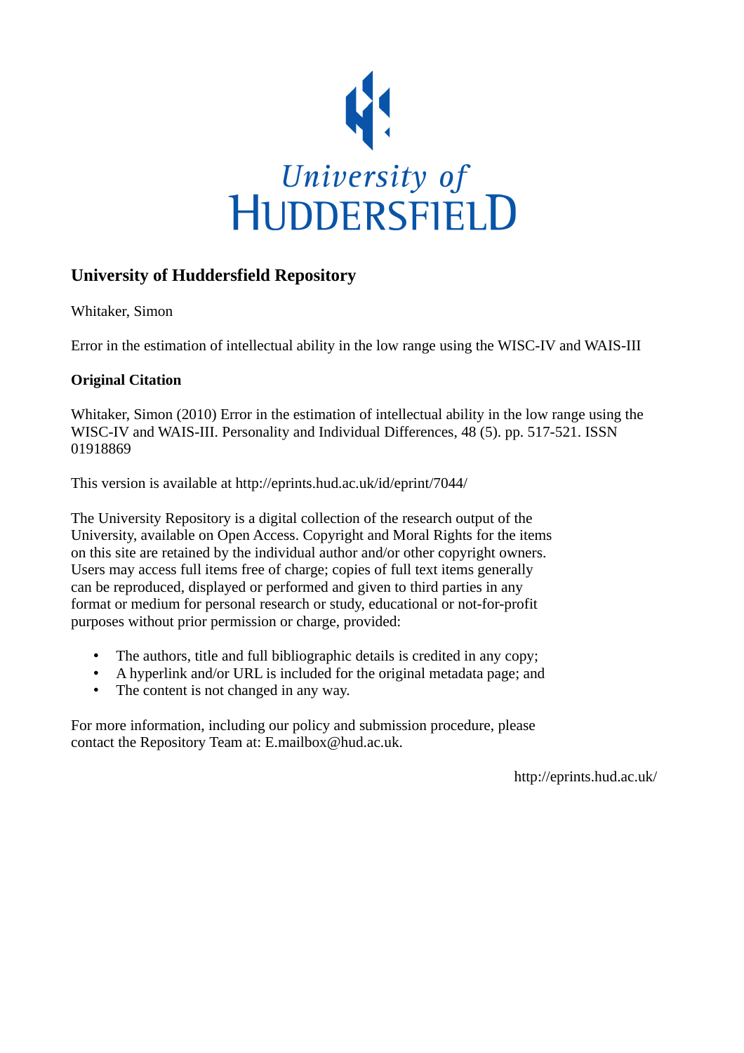University of HUDDERSFIELD

# University of Huddersfield Repository

Whitaker, Simon

Error in the estimation of intellectual ability in the low range using the WISC-IV and WAIS-III

## Original Citation

Whitaker, Simon (2010) Error in the estimation of intellectual ability in the low range using the WISC-IV and WAIS-III. Personality and Individual Differences, 48 (5). pp. 517-521. ISSN 01918869

This version is available at http://eprints.hud.ac.uk/id/eprint/7044/

The University Repository is a digital collection of the research output of the University, available on Open Access. Copyright and Moral Rights for the items on this site are retained by the individual author and/or other copyright owners. Users may access full items free of charge; copies of full text items generally can be reproduced, displayed or performed and given to third parties in any format or medium for personal research or study, educational or not-for-profit purposes without prior permission or charge, provided:

- The authors, title and full bibliographic details is credited in any copy;
- A hyperlink and/or URL is included for the original metadata page; and
- The content is not changed in any way.

For more information, including our policy and submission procedure, please contact the Repository Team at: E.mailbox@hud.ac.uk.

http://eprints.hud.ac.uk/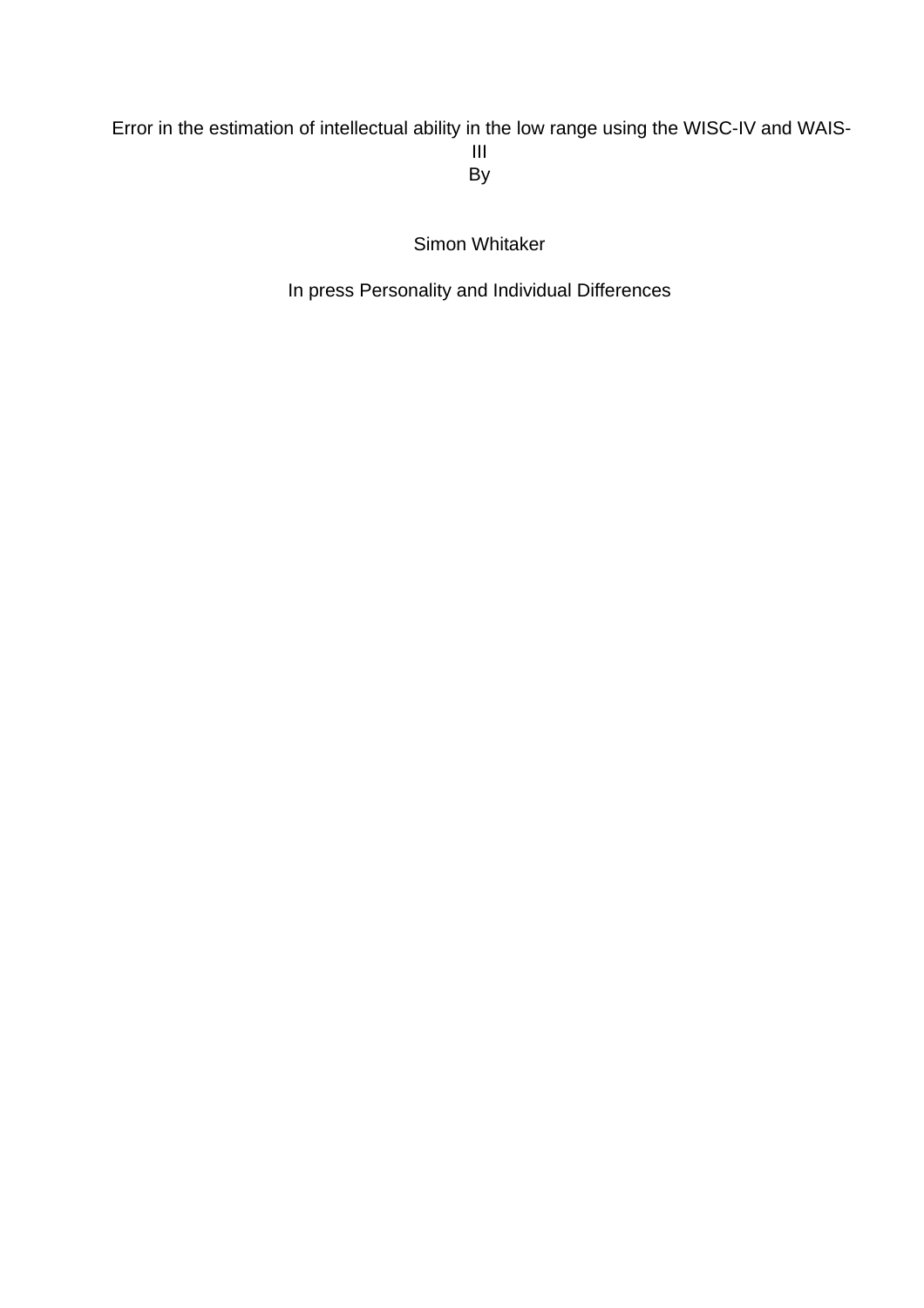Error in the estimation of intellectual ability in the low range using the WISC-IV and WAIS-III

By

Simon Whitaker

In press Personality and Individual Differences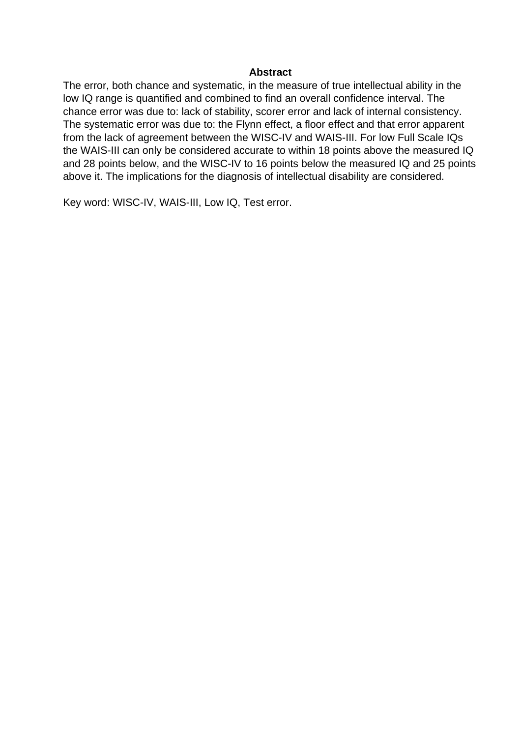## Abstract

The error, both chance and systematic, in the measure of true intellectual ability in the low IQ range is quantified and combined to find an overall confidence interval. The chance error was due to: lack of stability, scorer error and lack of internal consistency. The systematic error was due to: the Flynn effect, a floor effect and that error apparent from the lack of agreement between the WISC-IV and WAIS-III. For low Full Scale IQs the WAIS-III can only be considered accurate to within 18 points above the measured IQ and 28 points below, and the WISC-IV to 16 points below the measured IQ and 25 points above it. The implications for the diagnosis of intellectual disability are considered.

Key word: WISC-IV, WAIS-III, Low IQ, Test error.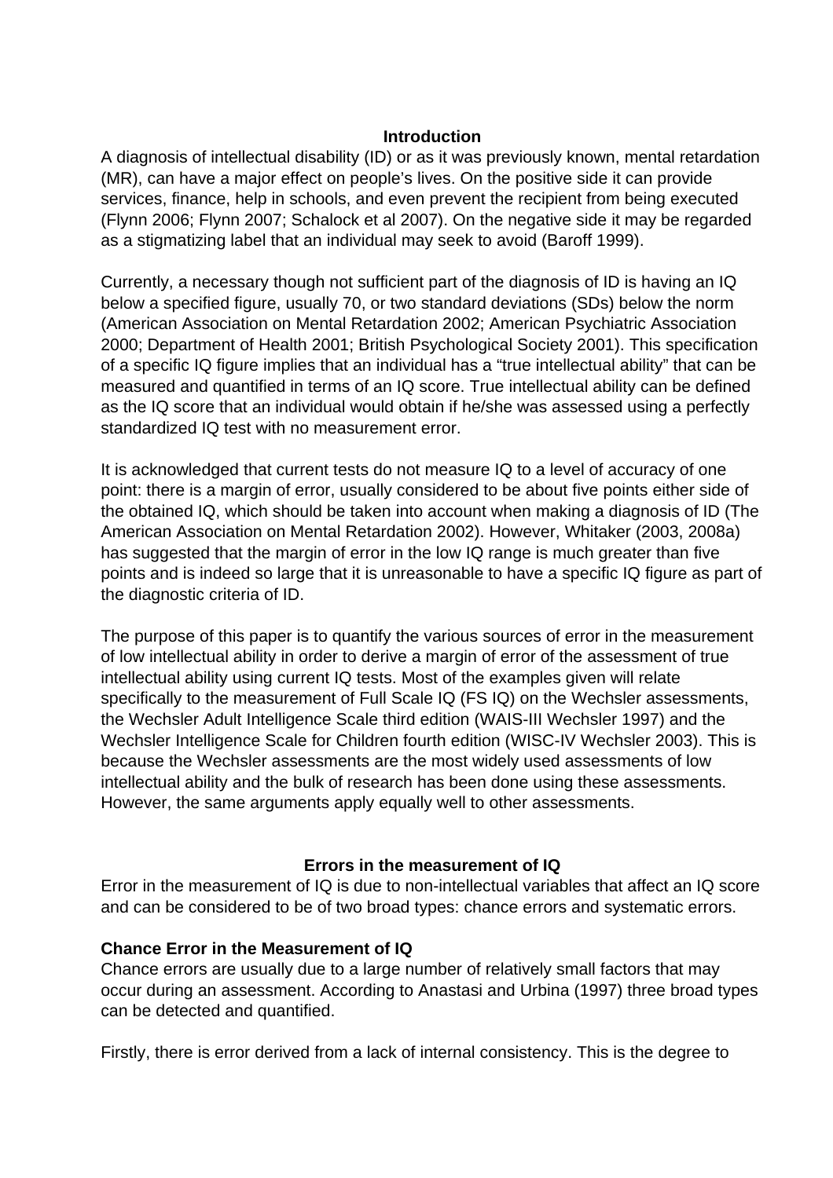## Introduction

A diagnosis of intellectual disability (ID) or as it was previously known, mental retardation (MR), can have a major effect on people's lives. On the positive side it can provide services, finance, help in schools, and even prevent the recipient from being executed (Flynn 2006; Flynn 2007; Schalock et al 2007). On the negative side it may be regarded as a stigmatizing label that an individual may seek to avoid (Baroff 1999).

Currently, a necessary though not sufficient part of the diagnosis of ID is having an IQ below a specified figure, usually 70, or two standard deviations (SDs) below the norm (American Association on Mental Retardation 2002; American Psychiatric Association 2000; Department of Health 2001; British Psychological Society 2001). This specification of a specific IQ figure implies that an individual has a "true intellectual ability" that can be measured and quantified in terms of an IQ score. True intellectual ability can be defined as the IQ score that an individual would obtain if he/she was assessed using a perfectly standardized IQ test with no measurement error.

It is acknowledged that current tests do not measure IQ to a level of accuracy of one point: there is a margin of error, usually considered to be about five points either side of the obtained IQ, which should be taken into account when making a diagnosis of ID (The American Association on Mental Retardation 2002). However, Whitaker (2003, 2008a) has suggested that the margin of error in the low IQ range is much greater than five points and is indeed so large that it is unreasonable to have a specific IQ figure as part of the diagnostic criteria of ID.

The purpose of this paper is to quantify the various sources of error in the measurement of low intellectual ability in order to derive a margin of error of the assessment of true intellectual ability using current IQ tests. Most of the examples given will relate specifically to the measurement of Full Scale IQ (FS IQ) on the Wechsler assessments, the Wechsler Adult Intelligence Scale third edition (WAIS-III Wechsler 1997) and the Wechsler Intelligence Scale for Children fourth edition (WISC-IV Wechsler 2003). This is because the Wechsler assessments are the most widely used assessments of low intellectual ability and the bulk of research has been done using these assessments. However, the same arguments apply equally well to other assessments.

## Errors in the measurement of IQ

Error in the measurement of IQ is due to non-intellectual variables that affect an IQ score and can be considered to be of two broad types: chance errors and systematic errors.

### Chance Error in the Measurement of IQ

Chance errors are usually due to a large number of relatively small factors that may occur during an assessment. According to Anastasi and Urbina (1997) three broad types can be detected and quantified.

Firstly, there is error derived from a lack of internal consistency. This is the degree to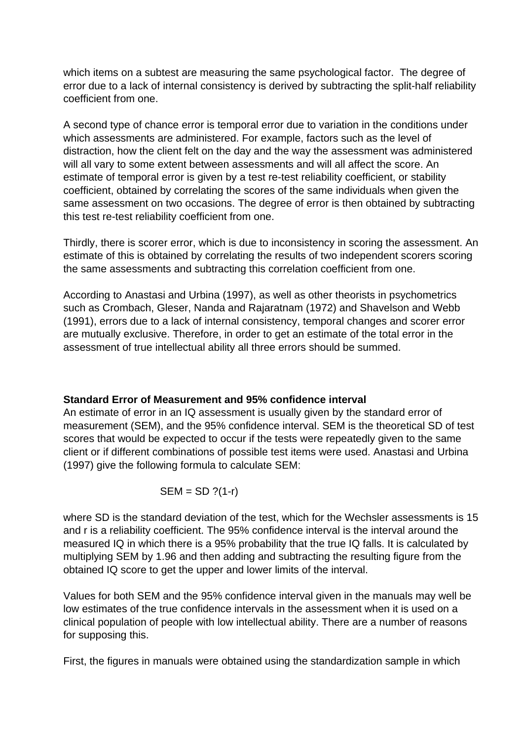which items on a subtest are measuring the same psychological factor. The degree of error due to a lack of internal consistency is derived by subtracting the split-half reliability coefficient from one.

A second type of chance error is temporal error due to variation in the conditions under which assessments are administered. For example, factors such as the level of distraction, how the client felt on the day and the way the assessment was administered will all vary to some extent between assessments and will all affect the score. An estimate of temporal error is given by a test re-test reliability coefficient, or stability coefficient, obtained by correlating the scores of the same individuals when given the same assessment on two occasions. The degree of error is then obtained by subtracting this test re-test reliability coefficient from one.

Thirdly, there is scorer error, which is due to inconsistency in scoring the assessment. An estimate of this is obtained by correlating the results of two independent scorers scoring the same assessments and subtracting this correlation coefficient from one.

According to Anastasi and Urbina (1997), as well as other theorists in psychometrics such as Crombach, Gleser, Nanda and Rajaratnam (1972) and Shavelson and Webb (1991), errors due to a lack of internal consistency, temporal changes and scorer error are mutually exclusive. Therefore, in order to get an estimate of the total error in the assessment of true intellectual ability all three errors should be summed.

**Standard Error of Measurement and 95% confidence interval**

An estimate of error in an IQ assessment is usually given by the standard error of measurement (SEM), and the 95% confidence interval. SEM is the theoretical SD of test scores that would be expected to occur if the tests were repeatedly given to the same client or if different combinations of possible test items were used. Anastasi and Urbina (1997) give the following formula to calculate SEM:

$$SEM = SD \sqrt{(1-r)}$$

where SD is the standard deviation of the test, which for the Wechsler assessments is 15 and r is a reliability coefficient. The 95% confidence interval is the interval around the measured IQ in which there is a 95% probability that the true IQ falls. It is calculated by multiplying SEM by 1.96 and then adding and subtracting the resulting figure from the obtained IQ score to get the upper and lower limits of the interval.

Values for both SEM and the 95% confidence interval given in the manuals may well be low estimates of the true confidence intervals in the assessment when it is used on a clinical population of people with low intellectual ability. There are a number of reasons for supposing this.

First, the figures in manuals were obtained using the standardization sample in which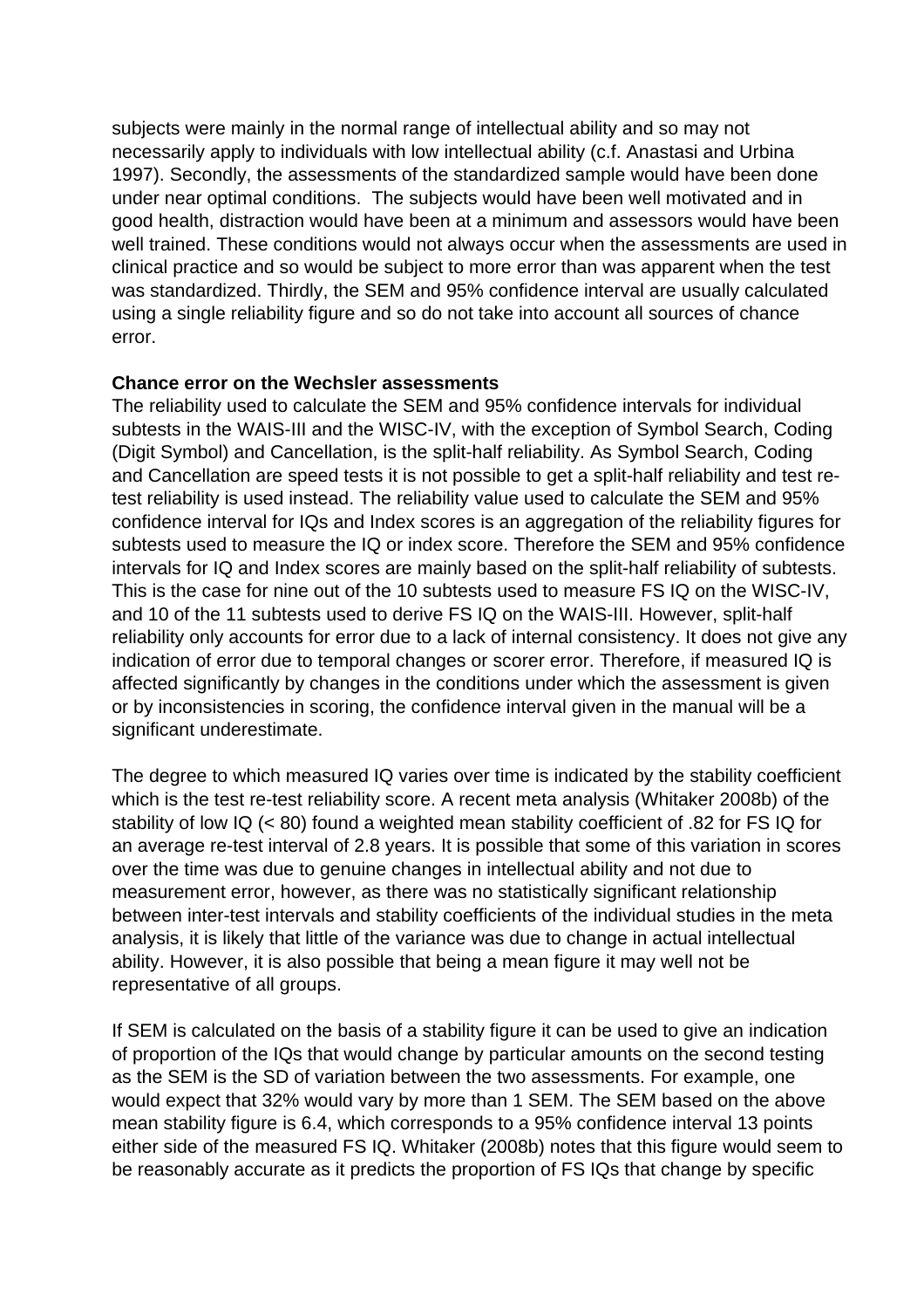subjects were mainly in the normal range of intellectual ability and so may not necessarily apply to individuals with low intellectual ability (c.f. Anastasi and Urbina 1997). Secondly, the assessments of the standardized sample would have been done under near optimal conditions. The subjects would have been well motivated and in good health, distraction would have been at a minimum and assessors would have been well trained. These conditions would not always occur when the assessments are used in clinical practice and so would be subject to more error than was apparent when the test was standardized. Thirdly, the SEM and 95% confidence interval are usually calculated using a single reliability figure and so do not take into account all sources of chance error.

**Chance error on the Wechsler assessments**

The reliability used to calculate the SEM and 95% confidence intervals for individual subtests in the WAIS-III and the WISC-IV, with the exception of Symbol Search, Coding (Digit Symbol) and Cancellation, is the split-half reliability. As Symbol Search, Coding and Cancellation are speed tests it is not possible to get a split-half reliability and test re-test reliability is used instead. The reliability value used to calculate the SEM and 95% confidence interval for IQs and Index scores is an aggregation of the reliability figures for subtests used to measure the IQ or index score. Therefore the SEM and 95% confidence intervals for IQ and Index scores are mainly based on the split-half reliability of subtests. This is the case for nine out of the 10 subtests used to measure FS IQ on the WISC-IV, and 10 of the 11 subtests used to derive FS IQ on the WAIS-III. However, split-half reliability only accounts for error due to a lack of internal consistency. It does not give any indication of error due to temporal changes or scorer error. Therefore, if measured IQ is affected significantly by changes in the conditions under which the assessment is given or by inconsistencies in scoring, the confidence interval given in the manual will be a significant underestimate.

The degree to which measured IQ varies over time is indicated by the stability coefficient which is the test re-test reliability score. A recent meta analysis (Whitaker 2008b) of the stability of low IQ (< 80) found a weighted mean stability coefficient of .82 for FS IQ for an average re-test interval of 2.8 years. It is possible that some of this variation in scores over the time was due to genuine changes in intellectual ability and not due to measurement error, however, as there was no statistically significant relationship between inter-test intervals and stability coefficients of the individual studies in the meta analysis, it is likely that little of the variance was due to change in actual intellectual ability. However, it is also possible that being a mean figure it may well not be representative of all groups.

If SEM is calculated on the basis of a stability figure it can be used to give an indication of proportion of the IQs that would change by particular amounts on the second testing as the SEM is the SD of variation between the two assessments. For example, one would expect that 32% would vary by more than 1 SEM. The SEM based on the above mean stability figure is 6.4, which corresponds to a 95% confidence interval 13 points either side of the measured FS IQ. Whitaker (2008b) notes that this figure would seem to be reasonably accurate as it predicts the proportion of FS IQs that change by specific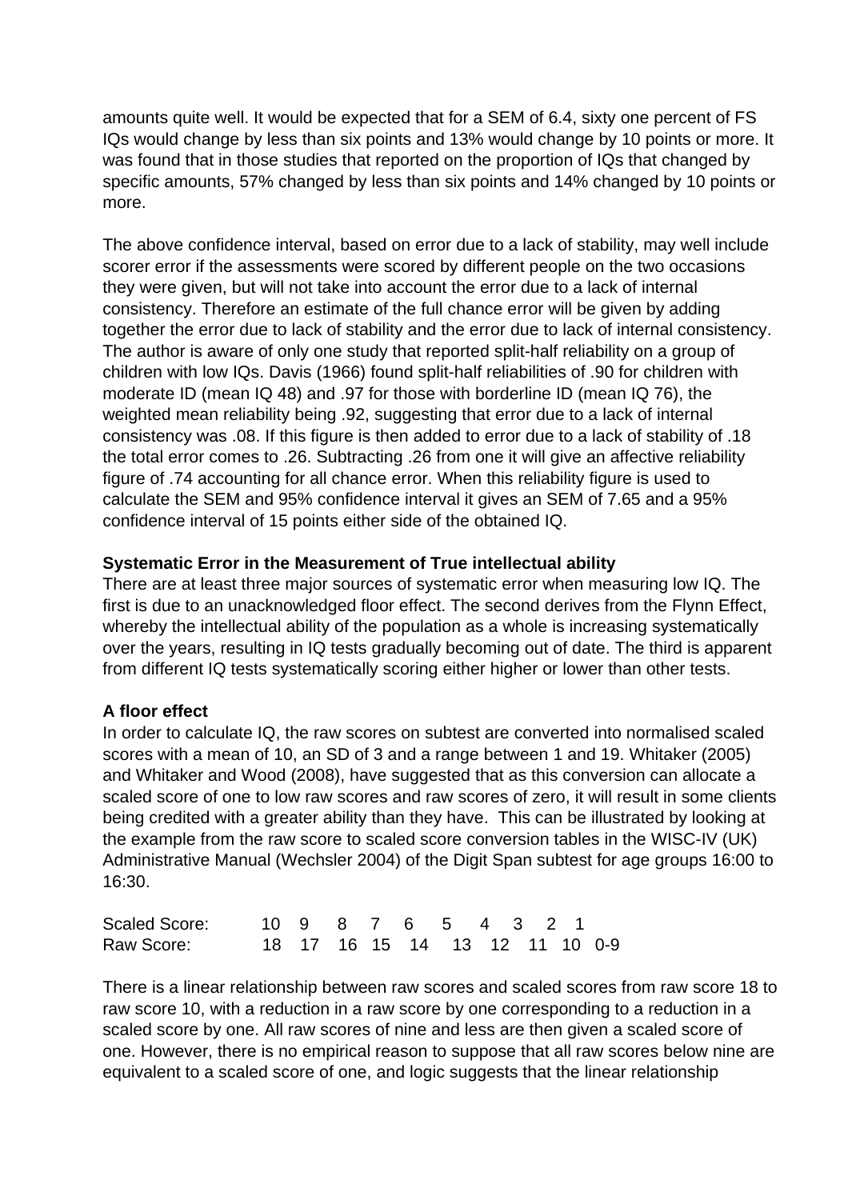amounts quite well. It would be expected that for a SEM of 6.4, sixty one percent of FS IQs would change by less than six points and 13% would change by 10 points or more. It was found that in those studies that reported on the proportion of IQs that changed by specific amounts, 57% changed by less than six points and 14% changed by 10 points or more.

The above confidence interval, based on error due to a lack of stability, may well include scorer error if the assessments were scored by different people on the two occasions they were given, but will not take into account the error due to a lack of internal consistency. Therefore an estimate of the full chance error will be given by adding together the error due to lack of stability and the error due to lack of internal consistency. The author is aware of only one study that reported split-half reliability on a group of children with low IQs. Davis (1966) found split-half reliabilities of .90 for children with moderate ID (mean IQ 48) and .97 for those with borderline ID (mean IQ 76), the weighted mean reliability being .92, suggesting that error due to a lack of internal consistency was .08. If this figure is then added to error due to a lack of stability of .18 the total error comes to .26. Subtracting .26 from one it will give an affective reliability figure of .74 accounting for all chance error. When this reliability figure is used to calculate the SEM and 95% confidence interval it gives an SEM of 7.65 and a 95% confidence interval of 15 points either side of the obtained IQ.

**Systematic Error in the Measurement of True intellectual ability**

There are at least three major sources of systematic error when measuring low IQ. The first is due to an unacknowledged floor effect. The second derives from the Flynn Effect, whereby the intellectual ability of the population as a whole is increasing systematically over the years, resulting in IQ tests gradually becoming out of date. The third is apparent from different IQ tests systematically scoring either higher or lower than other tests.

**A floor effect**

In order to calculate IQ, the raw scores on subtest are converted into normalised scaled scores with a mean of 10, an SD of 3 and a range between 1 and 19. Whitaker (2005) and Whitaker and Wood (2008), have suggested that as this conversion can allocate a scaled score of one to low raw scores and raw scores of zero, it will result in some clients being credited with a greater ability than they have. This can be illustrated by looking at the example from the raw score to scaled score conversion tables in the WISC-IV (UK) Administrative Manual (Wechsler 2004) of the Digit Span subtest for age groups 16:00 to 16:30.

| Scaled Score: | 10 | 9 | 8 | 7 | 6 | 5 | 4 | 3 | 2 | 1 |
|---|---|---|---|---|---|---|---|---|---|---|
| Raw Score: | 18 | 17 | 16 | 15 | 14 | 13 | 12 | 11 | 10 | 0-9 |

There is a linear relationship between raw scores and scaled scores from raw score 18 to raw score 10, with a reduction in a raw score by one corresponding to a reduction in a scaled score by one. All raw scores of nine and less are then given a scaled score of one. However, there is no empirical reason to suppose that all raw scores below nine are equivalent to a scaled score of one, and logic suggests that the linear relationship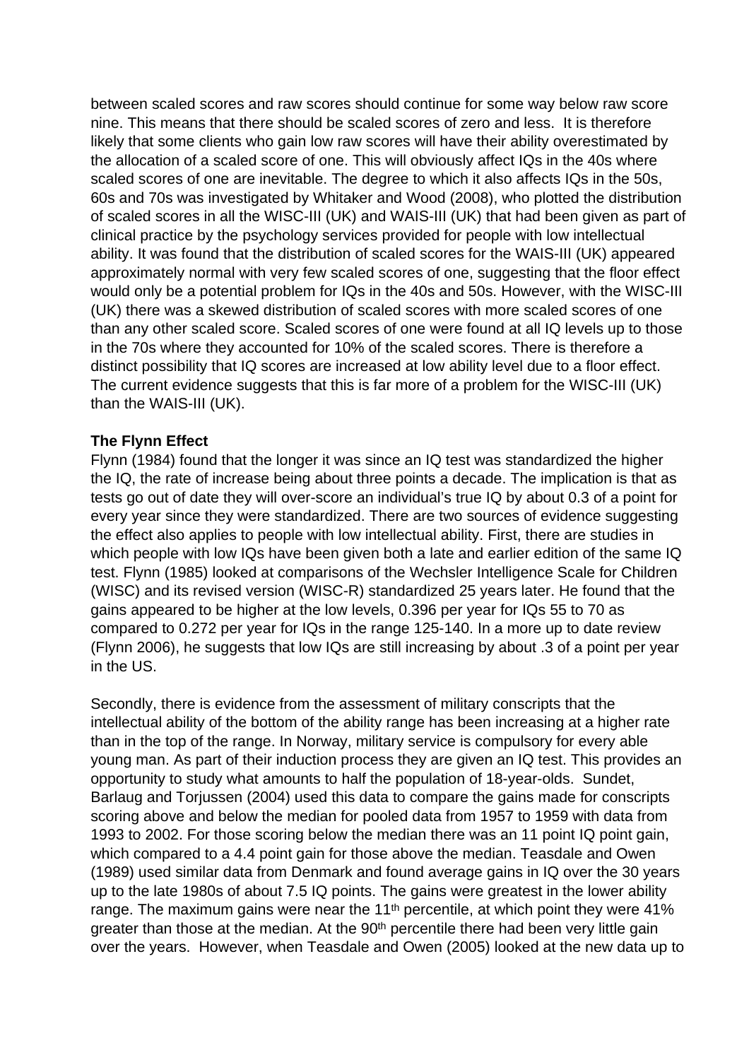between scaled scores and raw scores should continue for some way below raw score nine. This means that there should be scaled scores of zero and less. It is therefore likely that some clients who gain low raw scores will have their ability overestimated by the allocation of a scaled score of one. This will obviously affect IQs in the 40s where scaled scores of one are inevitable. The degree to which it also affects IQs in the 50s, 60s and 70s was investigated by Whitaker and Wood (2008), who plotted the distribution of scaled scores in all the WISC-III (UK) and WAIS-III (UK) that had been given as part of clinical practice by the psychology services provided for people with low intellectual ability. It was found that the distribution of scaled scores for the WAIS-III (UK) appeared approximately normal with very few scaled scores of one, suggesting that the floor effect would only be a potential problem for IQs in the 40s and 50s. However, with the WISC-III (UK) there was a skewed distribution of scaled scores with more scaled scores of one than any other scaled score. Scaled scores of one were found at all IQ levels up to those in the 70s where they accounted for 10% of the scaled scores. There is therefore a distinct possibility that IQ scores are increased at low ability level due to a floor effect. The current evidence suggests that this is far more of a problem for the WISC-III (UK) than the WAIS-III (UK).

**The Flynn Effect**

Flynn (1984) found that the longer it was since an IQ test was standardized the higher the IQ, the rate of increase being about three points a decade. The implication is that as tests go out of date they will over-score an individual's true IQ by about 0.3 of a point for every year since they were standardized. There are two sources of evidence suggesting the effect also applies to people with low intellectual ability. First, there are studies in which people with low IQs have been given both a late and earlier edition of the same IQ test. Flynn (1985) looked at comparisons of the Wechsler Intelligence Scale for Children (WISC) and its revised version (WISC-R) standardized 25 years later. He found that the gains appeared to be higher at the low levels, 0.396 per year for IQs 55 to 70 as compared to 0.272 per year for IQs in the range 125-140. In a more up to date review (Flynn 2006), he suggests that low IQs are still increasing by about .3 of a point per year in the US.

Secondly, there is evidence from the assessment of military conscripts that the intellectual ability of the bottom of the ability range has been increasing at a higher rate than in the top of the range. In Norway, military service is compulsory for every able young man. As part of their induction process they are given an IQ test. This provides an opportunity to study what amounts to half the population of 18-year-olds. Sundet, Barlaug and Torjussen (2004) used this data to compare the gains made for conscripts scoring above and below the median for pooled data from 1957 to 1959 with data from 1993 to 2002. For those scoring below the median there was an 11 point IQ point gain, which compared to a 4.4 point gain for those above the median. Teasdale and Owen (1989) used similar data from Denmark and found average gains in IQ over the 30 years up to the late 1980s of about 7.5 IQ points. The gains were greatest in the lower ability range. The maximum gains were near the 11th percentile, at which point they were 41% greater than those at the median. At the 90th percentile there had been very little gain over the years. However, when Teasdale and Owen (2005) looked at the new data up to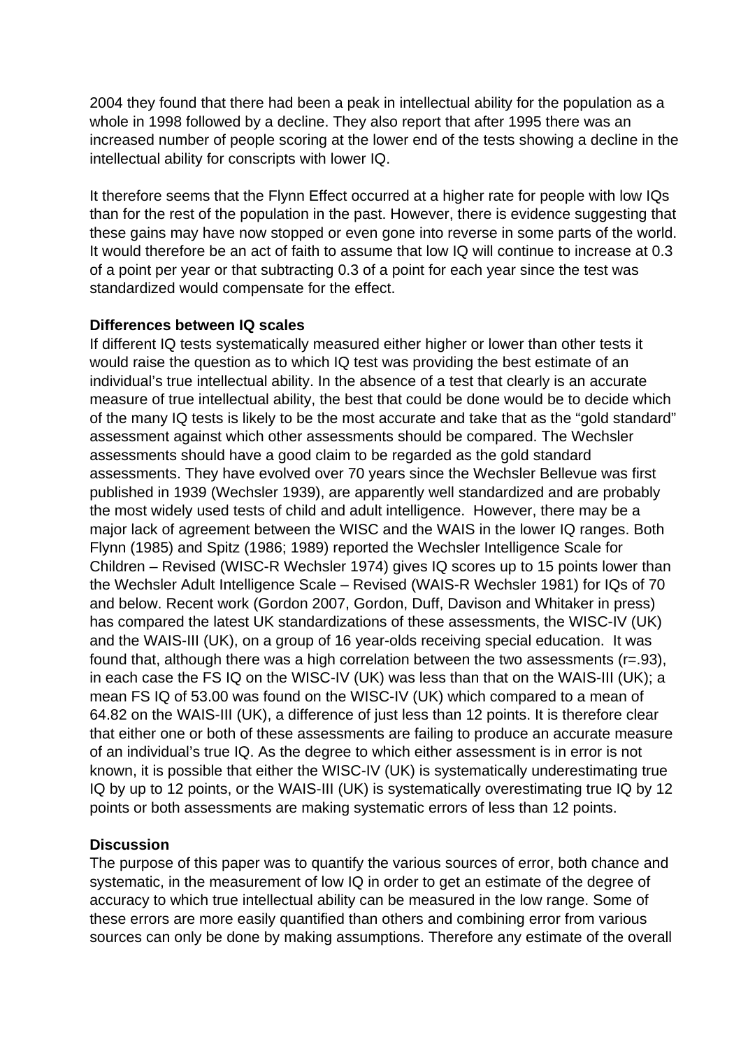2004 they found that there had been a peak in intellectual ability for the population as a whole in 1998 followed by a decline. They also report that after 1995 there was an increased number of people scoring at the lower end of the tests showing a decline in the intellectual ability for conscripts with lower IQ.

It therefore seems that the Flynn Effect occurred at a higher rate for people with low IQs than for the rest of the population in the past. However, there is evidence suggesting that these gains may have now stopped or even gone into reverse in some parts of the world. It would therefore be an act of faith to assume that low IQ will continue to increase at 0.3 of a point per year or that subtracting 0.3 of a point for each year since the test was standardized would compensate for the effect.

**Differences between IQ scales**

If different IQ tests systematically measured either higher or lower than other tests it would raise the question as to which IQ test was providing the best estimate of an individual's true intellectual ability. In the absence of a test that clearly is an accurate measure of true intellectual ability, the best that could be done would be to decide which of the many IQ tests is likely to be the most accurate and take that as the "gold standard" assessment against which other assessments should be compared. The Wechsler assessments should have a good claim to be regarded as the gold standard assessments. They have evolved over 70 years since the Wechsler Bellevue was first published in 1939 (Wechsler 1939), are apparently well standardized and are probably the most widely used tests of child and adult intelligence. However, there may be a major lack of agreement between the WISC and the WAIS in the lower IQ ranges. Both Flynn (1985) and Spitz (1986; 1989) reported the Wechsler Intelligence Scale for Children – Revised (WISC-R Wechsler 1974) gives IQ scores up to 15 points lower than the Wechsler Adult Intelligence Scale – Revised (WAIS-R Wechsler 1981) for IQs of 70 and below. Recent work (Gordon 2007, Gordon, Duff, Davison and Whitaker in press) has compared the latest UK standardizations of these assessments, the WISC-IV (UK) and the WAIS-III (UK), on a group of 16 year-olds receiving special education. It was found that, although there was a high correlation between the two assessments (r=.93), in each case the FS IQ on the WISC-IV (UK) was less than that on the WAIS-III (UK); a mean FS IQ of 53.00 was found on the WISC-IV (UK) which compared to a mean of 64.82 on the WAIS-III (UK), a difference of just less than 12 points. It is therefore clear that either one or both of these assessments are failing to produce an accurate measure of an individual's true IQ. As the degree to which either assessment is in error is not known, it is possible that either the WISC-IV (UK) is systematically underestimating true IQ by up to 12 points, or the WAIS-III (UK) is systematically overestimating true IQ by 12 points or both assessments are making systematic errors of less than 12 points.

**Discussion**

The purpose of this paper was to quantify the various sources of error, both chance and systematic, in the measurement of low IQ in order to get an estimate of the degree of accuracy to which true intellectual ability can be measured in the low range. Some of these errors are more easily quantified than others and combining error from various sources can only be done by making assumptions. Therefore any estimate of the overall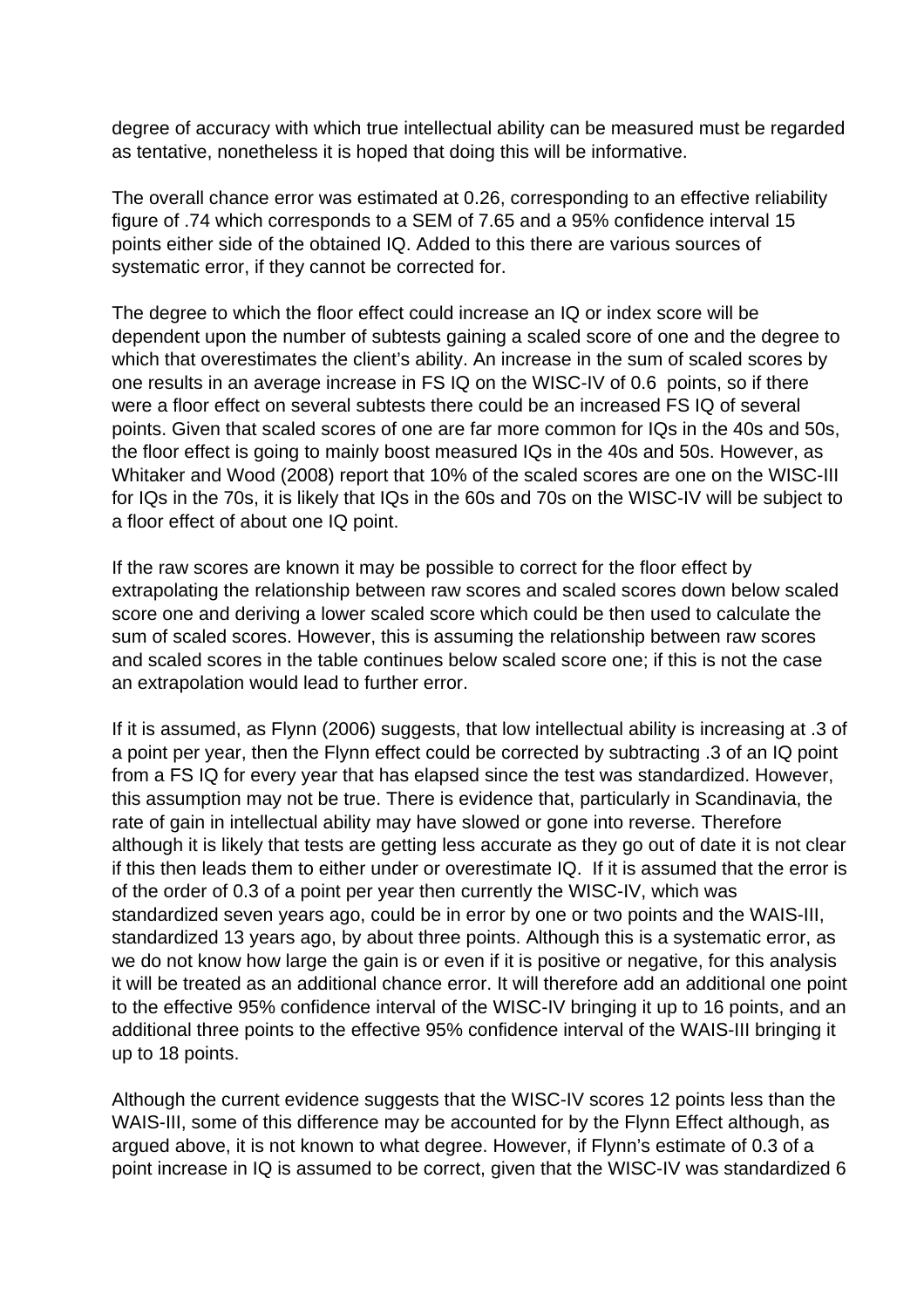degree of accuracy with which true intellectual ability can be measured must be regarded as tentative, nonetheless it is hoped that doing this will be informative.

The overall chance error was estimated at 0.26, corresponding to an effective reliability figure of .74 which corresponds to a SEM of 7.65 and a 95% confidence interval 15 points either side of the obtained IQ. Added to this there are various sources of systematic error, if they cannot be corrected for.

The degree to which the floor effect could increase an IQ or index score will be dependent upon the number of subtests gaining a scaled score of one and the degree to which that overestimates the client's ability. An increase in the sum of scaled scores by one results in an average increase in FS IQ on the WISC-IV of 0.6 points, so if there were a floor effect on several subtests there could be an increased FS IQ of several points. Given that scaled scores of one are far more common for IQs in the 40s and 50s, the floor effect is going to mainly boost measured IQs in the 40s and 50s. However, as Whitaker and Wood (2008) report that 10% of the scaled scores are one on the WISC-III for IQs in the 70s, it is likely that IQs in the 60s and 70s on the WISC-IV will be subject to a floor effect of about one IQ point.

If the raw scores are known it may be possible to correct for the floor effect by extrapolating the relationship between raw scores and scaled scores down below scaled score one and deriving a lower scaled score which could be then used to calculate the sum of scaled scores. However, this is assuming the relationship between raw scores and scaled scores in the table continues below scaled score one; if this is not the case an extrapolation would lead to further error.

If it is assumed, as Flynn (2006) suggests, that low intellectual ability is increasing at .3 of a point per year, then the Flynn effect could be corrected by subtracting .3 of an IQ point from a FS IQ for every year that has elapsed since the test was standardized. However, this assumption may not be true. There is evidence that, particularly in Scandinavia, the rate of gain in intellectual ability may have slowed or gone into reverse. Therefore although it is likely that tests are getting less accurate as they go out of date it is not clear if this then leads them to either under or overestimate IQ. If it is assumed that the error is of the order of 0.3 of a point per year then currently the WISC-IV, which was standardized seven years ago, could be in error by one or two points and the WAIS-III, standardized 13 years ago, by about three points. Although this is a systematic error, as we do not know how large the gain is or even if it is positive or negative, for this analysis it will be treated as an additional chance error. It will therefore add an additional one point to the effective 95% confidence interval of the WISC-IV bringing it up to 16 points, and an additional three points to the effective 95% confidence interval of the WAIS-III bringing it up to 18 points.

Although the current evidence suggests that the WISC-IV scores 12 points less than the WAIS-III, some of this difference may be accounted for by the Flynn Effect although, as argued above, it is not known to what degree. However, if Flynn's estimate of 0.3 of a point increase in IQ is assumed to be correct, given that the WISC-IV was standardized 6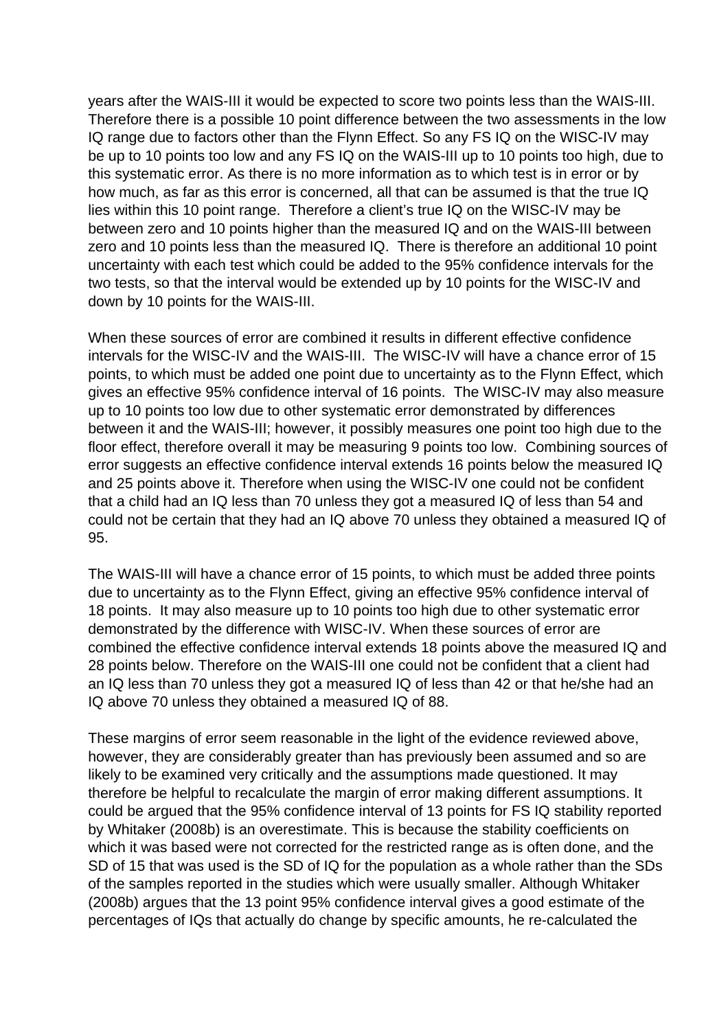years after the WAIS-III it would be expected to score two points less than the WAIS-III. Therefore there is a possible 10 point difference between the two assessments in the low IQ range due to factors other than the Flynn Effect. So any FS IQ on the WISC-IV may be up to 10 points too low and any FS IQ on the WAIS-III up to 10 points too high, due to this systematic error. As there is no more information as to which test is in error or by how much, as far as this error is concerned, all that can be assumed is that the true IQ lies within this 10 point range. Therefore a client's true IQ on the WISC-IV may be between zero and 10 points higher than the measured IQ and on the WAIS-III between zero and 10 points less than the measured IQ. There is therefore an additional 10 point uncertainty with each test which could be added to the 95% confidence intervals for the two tests, so that the interval would be extended up by 10 points for the WISC-IV and down by 10 points for the WAIS-III.

When these sources of error are combined it results in different effective confidence intervals for the WISC-IV and the WAIS-III. The WISC-IV will have a chance error of 15 points, to which must be added one point due to uncertainty as to the Flynn Effect, which gives an effective 95% confidence interval of 16 points. The WISC-IV may also measure up to 10 points too low due to other systematic error demonstrated by differences between it and the WAIS-III; however, it possibly measures one point too high due to the floor effect, therefore overall it may be measuring 9 points too low. Combining sources of error suggests an effective confidence interval extends 16 points below the measured IQ and 25 points above it. Therefore when using the WISC-IV one could not be confident that a child had an IQ less than 70 unless they got a measured IQ of less than 54 and could not be certain that they had an IQ above 70 unless they obtained a measured IQ of 95.

The WAIS-III will have a chance error of 15 points, to which must be added three points due to uncertainty as to the Flynn Effect, giving an effective 95% confidence interval of 18 points. It may also measure up to 10 points too high due to other systematic error demonstrated by the difference with WISC-IV. When these sources of error are combined the effective confidence interval extends 18 points above the measured IQ and 28 points below. Therefore on the WAIS-III one could not be confident that a client had an IQ less than 70 unless they got a measured IQ of less than 42 or that he/she had an IQ above 70 unless they obtained a measured IQ of 88.

These margins of error seem reasonable in the light of the evidence reviewed above, however, they are considerably greater than has previously been assumed and so are likely to be examined very critically and the assumptions made questioned. It may therefore be helpful to recalculate the margin of error making different assumptions. It could be argued that the 95% confidence interval of 13 points for FS IQ stability reported by Whitaker (2008b) is an overestimate. This is because the stability coefficients on which it was based were not corrected for the restricted range as is often done, and the SD of 15 that was used is the SD of IQ for the population as a whole rather than the SDs of the samples reported in the studies which were usually smaller. Although Whitaker (2008b) argues that the 13 point 95% confidence interval gives a good estimate of the percentages of IQs that actually do change by specific amounts, he re-calculated the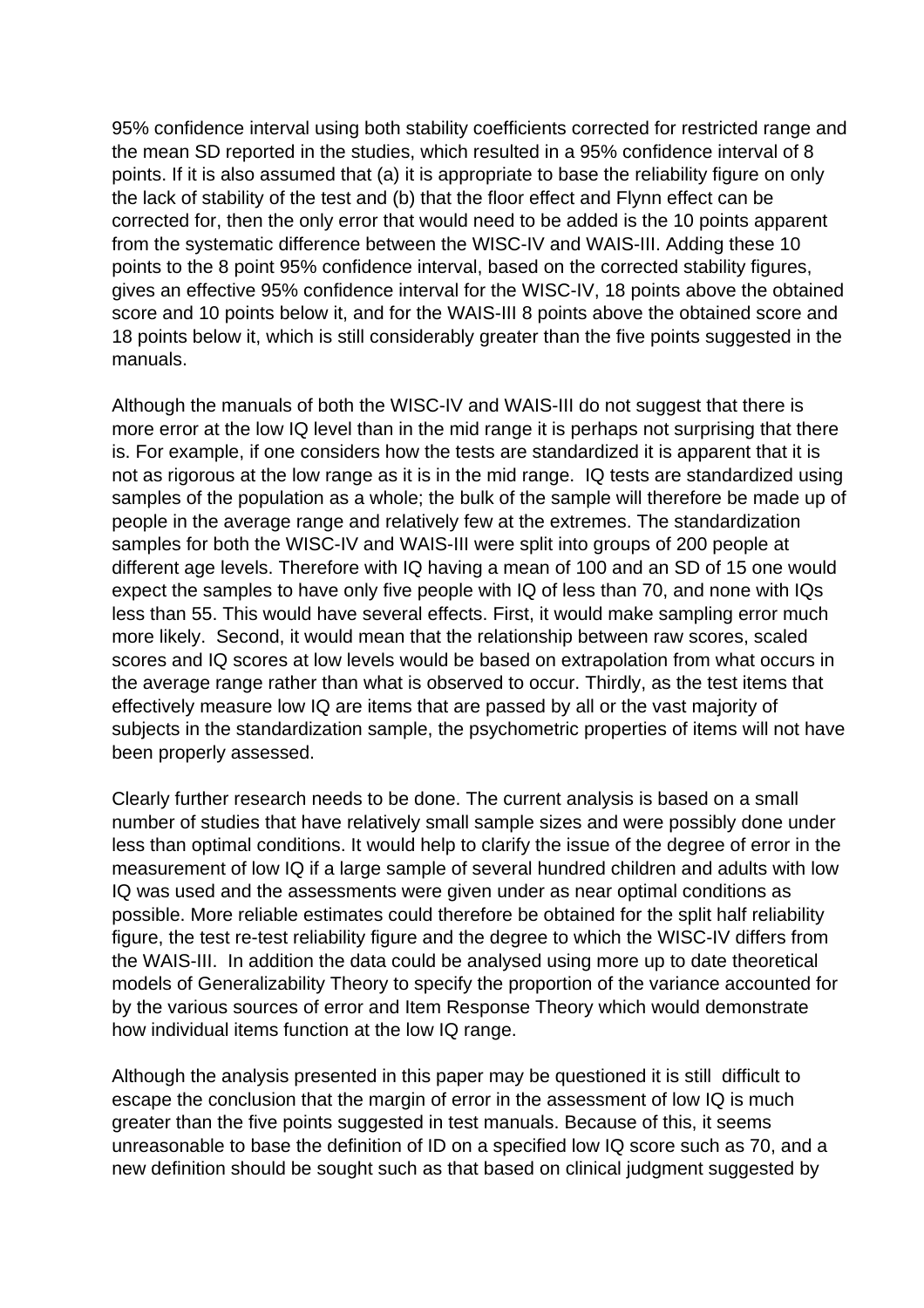95% confidence interval using both stability coefficients corrected for restricted range and the mean SD reported in the studies, which resulted in a 95% confidence interval of 8 points. If it is also assumed that (a) it is appropriate to base the reliability figure on only the lack of stability of the test and (b) that the floor effect and Flynn effect can be corrected for, then the only error that would need to be added is the 10 points apparent from the systematic difference between the WISC-IV and WAIS-III. Adding these 10 points to the 8 point 95% confidence interval, based on the corrected stability figures, gives an effective 95% confidence interval for the WISC-IV, 18 points above the obtained score and 10 points below it, and for the WAIS-III 8 points above the obtained score and 18 points below it, which is still considerably greater than the five points suggested in the manuals.

Although the manuals of both the WISC-IV and WAIS-III do not suggest that there is more error at the low IQ level than in the mid range it is perhaps not surprising that there is. For example, if one considers how the tests are standardized it is apparent that it is not as rigorous at the low range as it is in the mid range. IQ tests are standardized using samples of the population as a whole; the bulk of the sample will therefore be made up of people in the average range and relatively few at the extremes. The standardization samples for both the WISC-IV and WAIS-III were split into groups of 200 people at different age levels. Therefore with IQ having a mean of 100 and an SD of 15 one would expect the samples to have only five people with IQ of less than 70, and none with IQs less than 55. This would have several effects. First, it would make sampling error much more likely. Second, it would mean that the relationship between raw scores, scaled scores and IQ scores at low levels would be based on extrapolation from what occurs in the average range rather than what is observed to occur. Thirdly, as the test items that effectively measure low IQ are items that are passed by all or the vast majority of subjects in the standardization sample, the psychometric properties of items will not have been properly assessed.

Clearly further research needs to be done. The current analysis is based on a small number of studies that have relatively small sample sizes and were possibly done under less than optimal conditions. It would help to clarify the issue of the degree of error in the measurement of low IQ if a large sample of several hundred children and adults with low IQ was used and the assessments were given under as near optimal conditions as possible. More reliable estimates could therefore be obtained for the split half reliability figure, the test re-test reliability figure and the degree to which the WISC-IV differs from the WAIS-III. In addition the data could be analysed using more up to date theoretical models of Generalizability Theory to specify the proportion of the variance accounted for by the various sources of error and Item Response Theory which would demonstrate how individual items function at the low IQ range.

Although the analysis presented in this paper may be questioned it is still difficult to escape the conclusion that the margin of error in the assessment of low IQ is much greater than the five points suggested in test manuals. Because of this, it seems unreasonable to base the definition of ID on a specified low IQ score such as 70, and a new definition should be sought such as that based on clinical judgment suggested by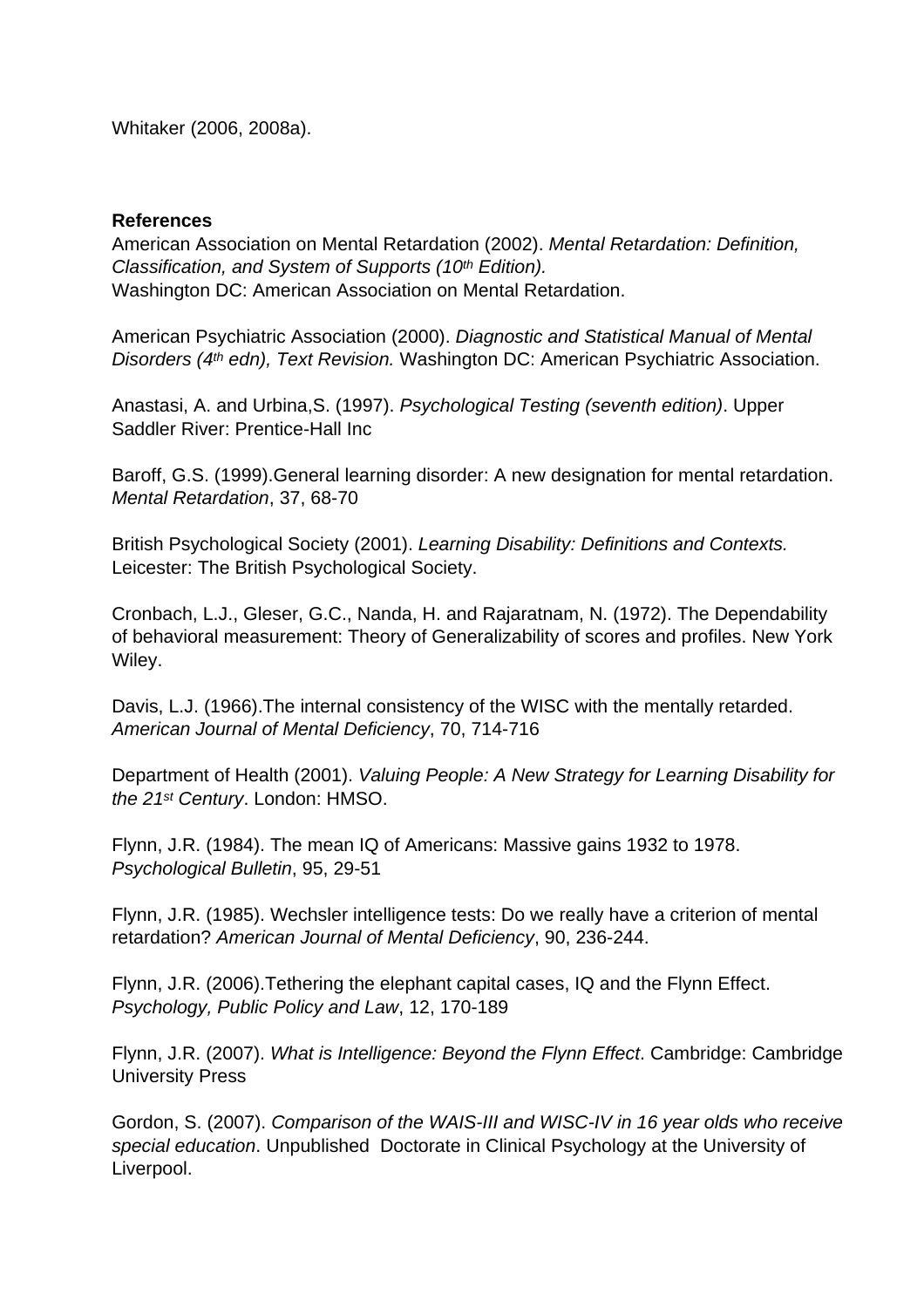Whitaker (2006, 2008a).

**References**

American Association on Mental Retardation (2002). *Mental Retardation: Definition, Classification, and System of Supports (10th Edition).* Washington DC: American Association on Mental Retardation.

American Psychiatric Association (2000). *Diagnostic and Statistical Manual of Mental Disorders (4th edn), Text Revision.* Washington DC: American Psychiatric Association.

Anastasi, A. and Urbina,S. (1997). *Psychological Testing (seventh edition)*. Upper Saddler River: Prentice-Hall Inc

Baroff, G.S. (1999).General learning disorder: A new designation for mental retardation. *Mental Retardation*, 37, 68-70

British Psychological Society (2001). *Learning Disability: Definitions and Contexts.* Leicester: The British Psychological Society.

Cronbach, L.J., Gleser, G.C., Nanda, H. and Rajaratnam, N. (1972). The Dependability of behavioral measurement: Theory of Generalizability of scores and profiles. New York Wiley.

Davis, L.J. (1966).The internal consistency of the WISC with the mentally retarded. *American Journal of Mental Deficiency*, 70, 714-716

Department of Health (2001). *Valuing People: A New Strategy for Learning Disability for the 21st Century*. London: HMSO.

Flynn, J.R. (1984). The mean IQ of Americans: Massive gains 1932 to 1978. *Psychological Bulletin*, 95, 29-51

Flynn, J.R. (1985). Wechsler intelligence tests: Do we really have a criterion of mental retardation? *American Journal of Mental Deficiency*, 90, 236-244.

Flynn, J.R. (2006).Tethering the elephant capital cases, IQ and the Flynn Effect. *Psychology, Public Policy and Law*, 12, 170-189

Flynn, J.R. (2007). *What is Intelligence: Beyond the Flynn Effect*. Cambridge: Cambridge University Press

Gordon, S. (2007). *Comparison of the WAIS-III and WISC-IV in 16 year olds who receive special education*. Unpublished Doctorate in Clinical Psychology at the University of Liverpool.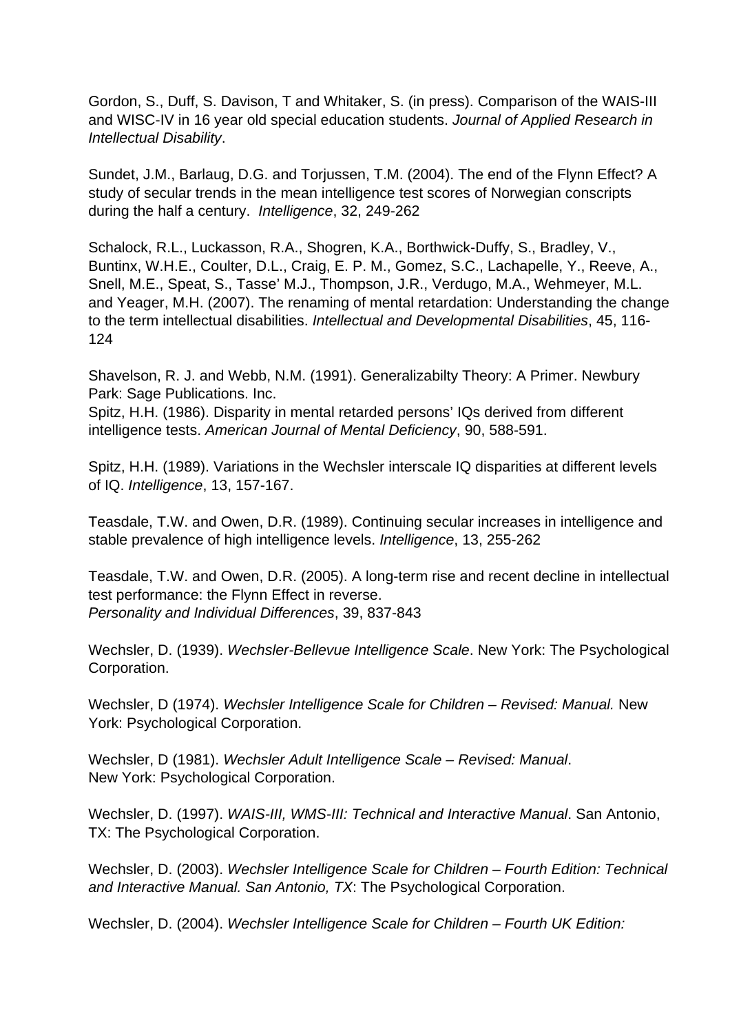Gordon, S., Duff, S. Davison, T and Whitaker, S. (in press). Comparison of the WAIS-III and WISC-IV in 16 year old special education students. *Journal of Applied Research in Intellectual Disability*.

Sundet, J.M., Barlaug, D.G. and Torjussen, T.M. (2004). The end of the Flynn Effect? A study of secular trends in the mean intelligence test scores of Norwegian conscripts during the half a century. *Intelligence*, 32, 249-262

Schalock, R.L., Luckasson, R.A., Shogren, K.A., Borthwick-Duffy, S., Bradley, V., Buntinx, W.H.E., Coulter, D.L., Craig, E. P. M., Gomez, S.C., Lachapelle, Y., Reeve, A., Snell, M.E., Speat, S., Tasse' M.J., Thompson, J.R., Verdugo, M.A., Wehmeyer, M.L. and Yeager, M.H. (2007). The renaming of mental retardation: Understanding the change to the term intellectual disabilities. *Intellectual and Developmental Disabilities*, 45, 116-124

Shavelson, R. J. and Webb, N.M. (1991). Generalizabilty Theory: A Primer. Newbury Park: Sage Publications. Inc.
Spitz, H.H. (1986). Disparity in mental retarded persons' IQs derived from different intelligence tests. *American Journal of Mental Deficiency*, 90, 588-591.

Spitz, H.H. (1989). Variations in the Wechsler interscale IQ disparities at different levels of IQ. *Intelligence*, 13, 157-167.

Teasdale, T.W. and Owen, D.R. (1989). Continuing secular increases in intelligence and stable prevalence of high intelligence levels. *Intelligence*, 13, 255-262

Teasdale, T.W. and Owen, D.R. (2005). A long-term rise and recent decline in intellectual test performance: the Flynn Effect in reverse.
*Personality and Individual Differences*, 39, 837-843

Wechsler, D. (1939). *Wechsler-Bellevue Intelligence Scale*. New York: The Psychological Corporation.

Wechsler, D (1974). *Wechsler Intelligence Scale for Children – Revised: Manual.* New York: Psychological Corporation.

Wechsler, D (1981). *Wechsler Adult Intelligence Scale – Revised: Manual*.
New York: Psychological Corporation.

Wechsler, D. (1997). *WAIS-III, WMS-III: Technical and Interactive Manual*. San Antonio, TX: The Psychological Corporation.

Wechsler, D. (2003). *Wechsler Intelligence Scale for Children – Fourth Edition: Technical and Interactive Manual. San Antonio, TX*: The Psychological Corporation.

Wechsler, D. (2004). *Wechsler Intelligence Scale for Children – Fourth UK Edition:*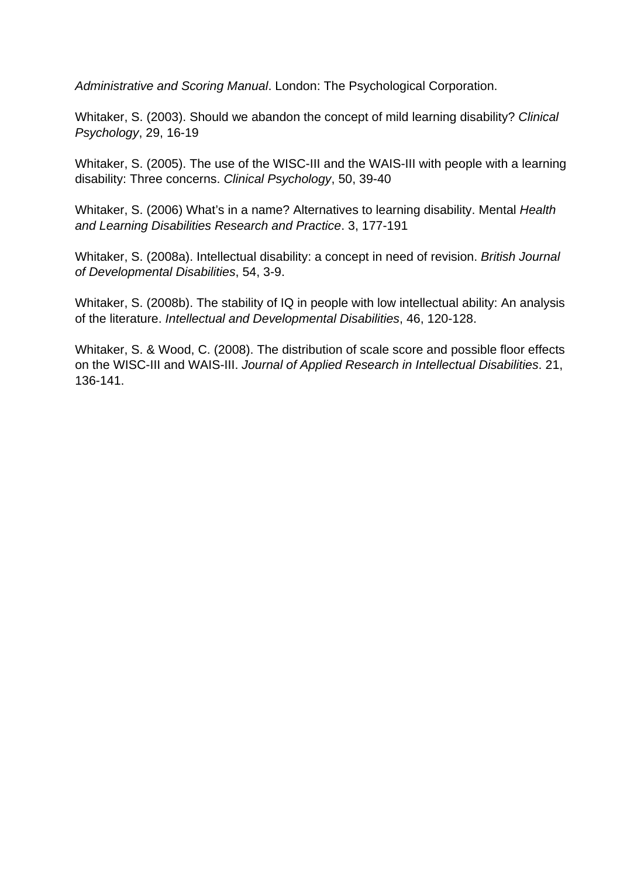*Administrative and Scoring Manual*. London: The Psychological Corporation.

Whitaker, S. (2003). Should we abandon the concept of mild learning disability? *Clinical Psychology*, 29, 16-19

Whitaker, S. (2005). The use of the WISC-III and the WAIS-III with people with a learning disability: Three concerns. *Clinical Psychology*, 50, 39-40

Whitaker, S. (2006) What's in a name? Alternatives to learning disability. Mental *Health and Learning Disabilities Research and Practice*. 3, 177-191

Whitaker, S. (2008a). Intellectual disability: a concept in need of revision. *British Journal of Developmental Disabilities*, 54, 3-9.

Whitaker, S. (2008b). The stability of IQ in people with low intellectual ability: An analysis of the literature. *Intellectual and Developmental Disabilities*, 46, 120-128.

Whitaker, S. & Wood, C. (2008). The distribution of scale score and possible floor effects on the WISC-III and WAIS-III. *Journal of Applied Research in Intellectual Disabilities*. 21, 136-141.